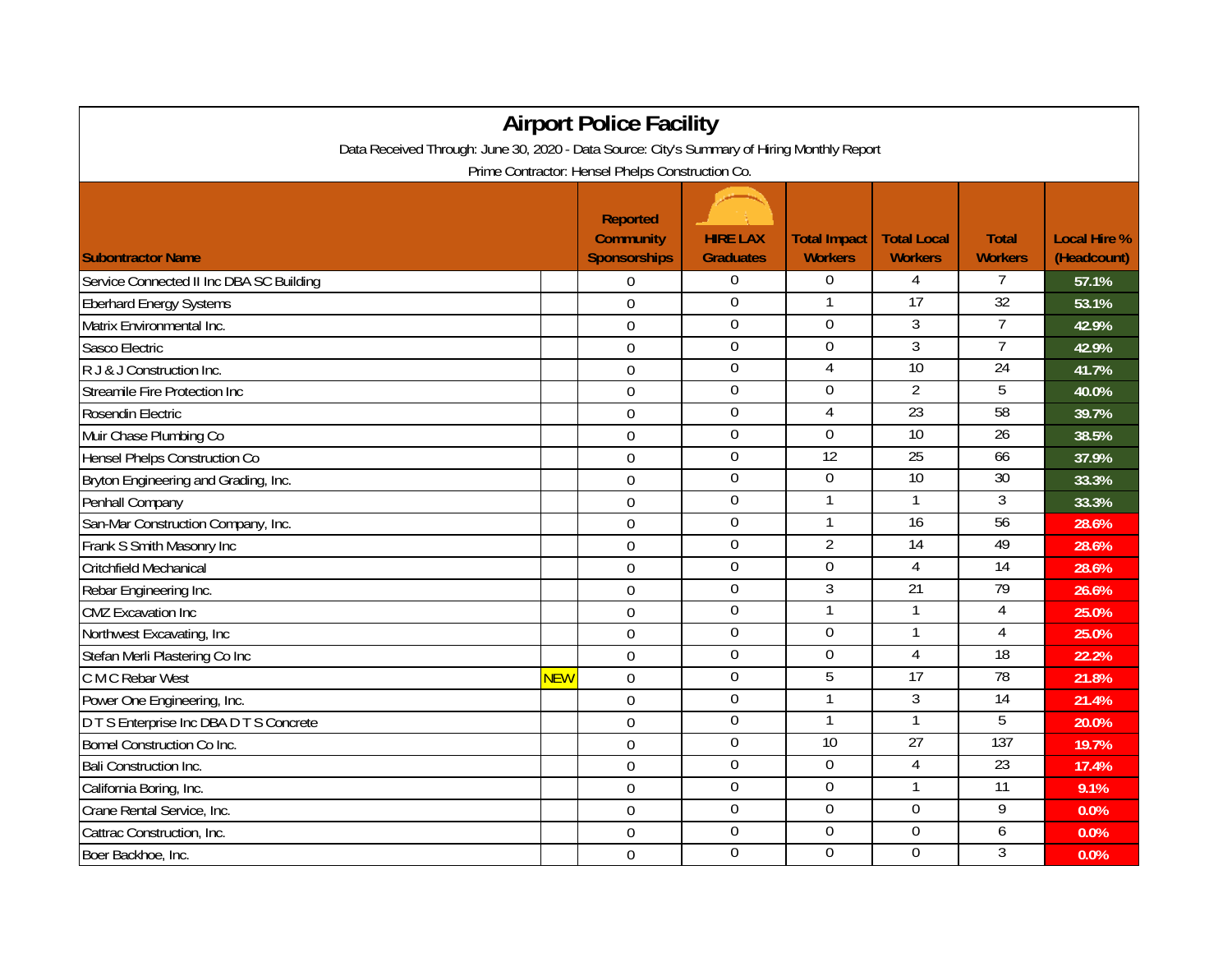# Airport Police Facility

Data Received Through: June 30, 2020 - Data Source: City's Summary of Hiring Monthly Report

Prime Contractor: Hensel Phelps Construction Co.

| Subontractor Name | | Reported Community Sponsorships | HIRE LAX Graduates | Total Impact Workers | Total Local Workers | Total Workers | Local Hire % (Headcount) |
|---|---|---|---|---|---|---|---|
| Service Connected II Inc DBA SC Building | | 0 | 0 | 0 | 4 | 7 | 57.1% |
| Eberhard Energy Systems | | 0 | 0 | 1 | 17 | 32 | 53.1% |
| Matrix Environmental Inc. | | 0 | 0 | 0 | 3 | 7 | 42.9% |
| Sasco Electric | | 0 | 0 | 0 | 3 | 7 | 42.9% |
| R J & J Construction Inc. | | 0 | 0 | 4 | 10 | 24 | 41.7% |
| Streamile Fire Protection Inc | | 0 | 0 | 0 | 2 | 5 | 40.0% |
| Rosendin Electric | | 0 | 0 | 4 | 23 | 58 | 39.7% |
| Muir Chase Plumbing Co | | 0 | 0 | 0 | 10 | 26 | 38.5% |
| Hensel Phelps Construction Co | | 0 | 0 | 12 | 25 | 66 | 37.9% |
| Bryton Engineering and Grading, Inc. | | 0 | 0 | 0 | 10 | 30 | 33.3% |
| Penhall Company | | 0 | 0 | 1 | 1 | 3 | 33.3% |
| San-Mar Construction Company, Inc. | | 0 | 0 | 1 | 16 | 56 | 28.6% |
| Frank S Smith Masonry Inc | | 0 | 0 | 2 | 14 | 49 | 28.6% |
| Critchfield Mechanical | | 0 | 0 | 0 | 4 | 14 | 28.6% |
| Rebar Engineering Inc. | | 0 | 0 | 3 | 21 | 79 | 26.6% |
| CMZ Excavation Inc | | 0 | 0 | 1 | 1 | 4 | 25.0% |
| Northwest Excavating, Inc | | 0 | 0 | 0 | 1 | 4 | 25.0% |
| Stefan Merli Plastering Co Inc | | 0 | 0 | 0 | 4 | 18 | 22.2% |
| C M C Rebar West | NEW | 0 | 0 | 5 | 17 | 78 | 21.8% |
| Power One Engineering, Inc. | | 0 | 0 | 1 | 3 | 14 | 21.4% |
| D T S Enterprise Inc DBA D T S Concrete | | 0 | 0 | 1 | 1 | 5 | 20.0% |
| Bomel Construction Co Inc. | | 0 | 0 | 10 | 27 | 137 | 19.7% |
| Bali Construction Inc. | | 0 | 0 | 0 | 4 | 23 | 17.4% |
| California Boring, Inc. | | 0 | 0 | 0 | 1 | 11 | 9.1% |
| Crane Rental Service, Inc. | | 0 | 0 | 0 | 0 | 9 | 0.0% |
| Cattrac Construction, Inc. | | 0 | 0 | 0 | 0 | 6 | 0.0% |
| Boer Backhoe, Inc. | | 0 | 0 | 0 | 0 | 3 | 0.0% |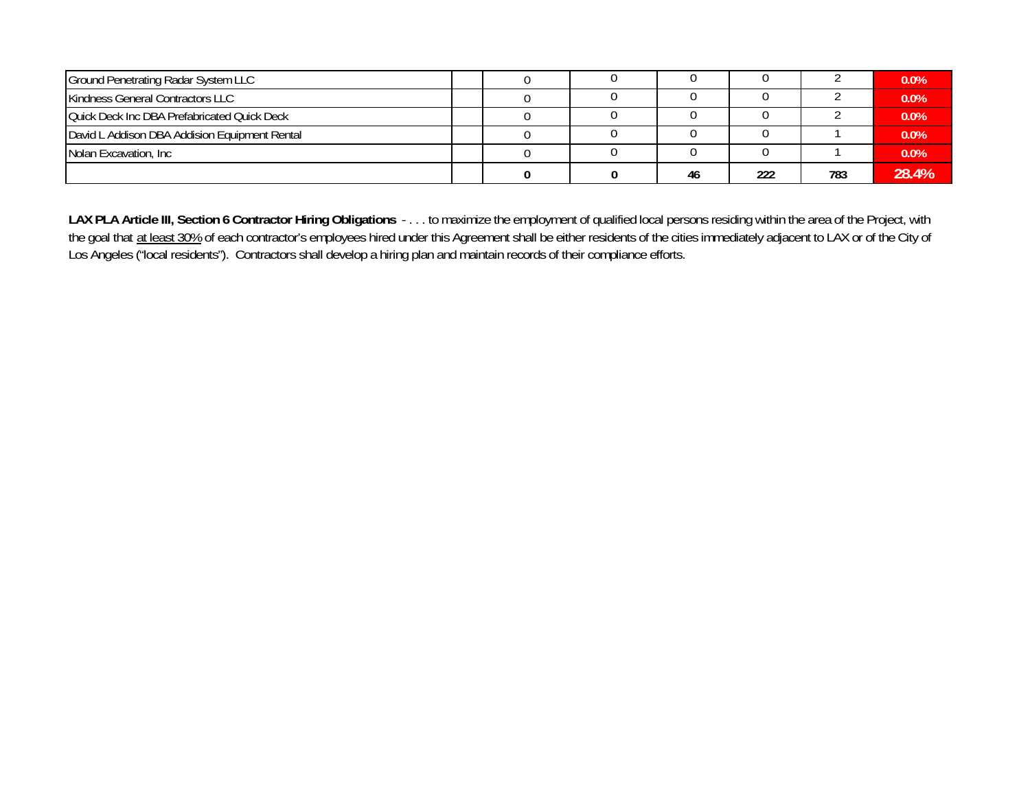| | | | | | | | |
|---|---|---|---|---|---|---|---|
| Ground Penetrating Radar System LLC | | 0 | 0 | 0 | 0 | 2 | 0.0% |
| Kindness General Contractors LLC | | 0 | 0 | 0 | 0 | 2 | 0.0% |
| Quick Deck Inc DBA Prefabricated Quick Deck | | 0 | 0 | 0 | 0 | 2 | 0.0% |
| David L Addison DBA Addision Equipment Rental | | 0 | 0 | 0 | 0 | 1 | 0.0% |
| Nolan Excavation, Inc | | 0 | 0 | 0 | 0 | 1 | 0.0% |
| | | **0** | **0** | **46** | **222** | **783** | **28.4%** |

**LAX PLA Article III, Section 6 Contractor Hiring Obligations** - . . . to maximize the employment of qualified local persons residing within the area of the Project, with the goal that at least 30% of each contractor's employees hired under this Agreement shall be either residents of the cities immediately adjacent to LAX or of the City of Los Angeles ("local residents"). Contractors shall develop a hiring plan and maintain records of their compliance efforts.